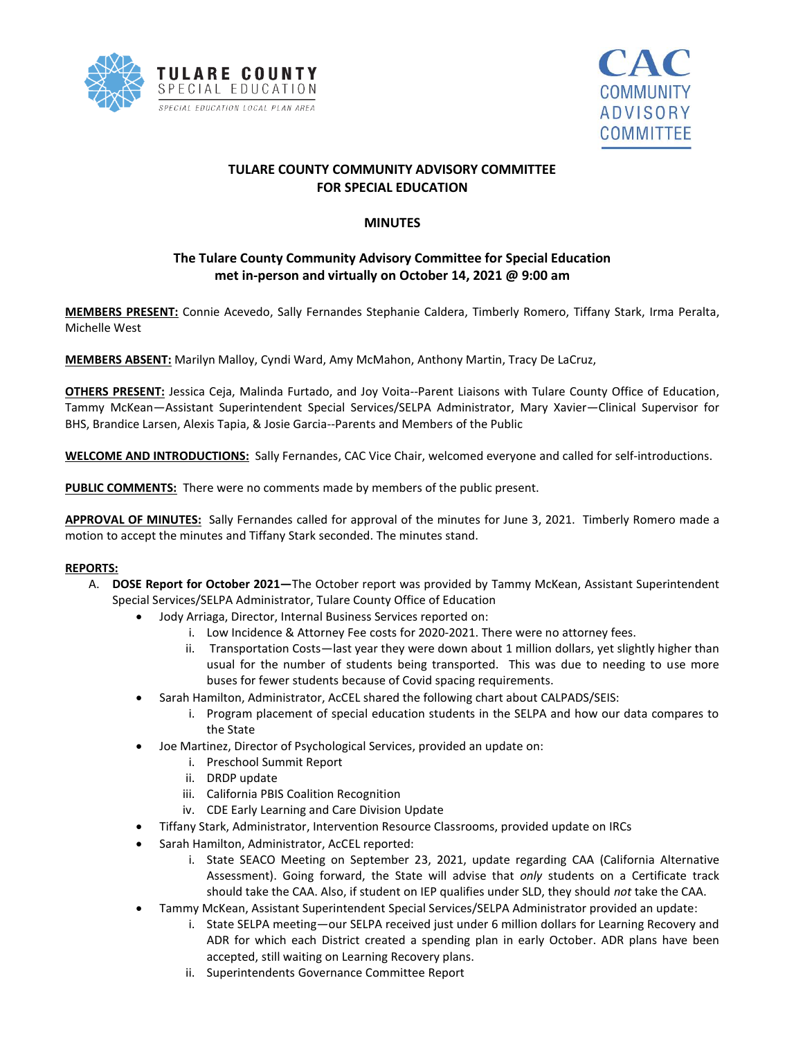# TULARE COUNTY COMMUNITY ADVISORY COMMITTEE FOR SPECIAL EDUCATION

## MINUTES

### The Tulare County Community Advisory Committee for Special Education met in-person and virtually on October 14, 2021 @ 9:00 am

**MEMBERS PRESENT:** Connie Acevedo, Sally Fernandes Stephanie Caldera, Timberly Romero, Tiffany Stark, Irma Peralta, Michelle West

**MEMBERS ABSENT:** Marilyn Malloy, Cyndi Ward, Amy McMahon, Anthony Martin, Tracy De LaCruz,

**OTHERS PRESENT:** Jessica Ceja, Malinda Furtado, and Joy Voita--Parent Liaisons with Tulare County Office of Education, Tammy McKean—Assistant Superintendent Special Services/SELPA Administrator, Mary Xavier—Clinical Supervisor for BHS, Brandice Larsen, Alexis Tapia, & Josie Garcia--Parents and Members of the Public

**WELCOME AND INTRODUCTIONS:** Sally Fernandes, CAC Vice Chair, welcomed everyone and called for self-introductions.

**PUBLIC COMMENTS:** There were no comments made by members of the public present.

**APPROVAL OF MINUTES:** Sally Fernandes called for approval of the minutes for June 3, 2021. Timberly Romero made a motion to accept the minutes and Tiffany Stark seconded. The minutes stand.

**REPORTS:**

A. **DOSE Report for October 2021—**The October report was provided by Tammy McKean, Assistant Superintendent Special Services/SELPA Administrator, Tulare County Office of Education
   - Jody Arriaga, Director, Internal Business Services reported on:
     i. Low Incidence & Attorney Fee costs for 2020-2021. There were no attorney fees.
     ii. Transportation Costs—last year they were down about 1 million dollars, yet slightly higher than usual for the number of students being transported. This was due to needing to use more buses for fewer students because of Covid spacing requirements.
   - Sarah Hamilton, Administrator, AcCEL shared the following chart about CALPADS/SEIS:
     i. Program placement of special education students in the SELPA and how our data compares to the State
   - Joe Martinez, Director of Psychological Services, provided an update on:
     i. Preschool Summit Report
     ii. DRDP update
     iii. California PBIS Coalition Recognition
     iv. CDE Early Learning and Care Division Update
   - Tiffany Stark, Administrator, Intervention Resource Classrooms, provided update on IRCs
   - Sarah Hamilton, Administrator, AcCEL reported:
     i. State SEACO Meeting on September 23, 2021, update regarding CAA (California Alternative Assessment). Going forward, the State will advise that *only* students on a Certificate track should take the CAA. Also, if student on IEP qualifies under SLD, they should *not* take the CAA.
   - Tammy McKean, Assistant Superintendent Special Services/SELPA Administrator provided an update:
     i. State SELPA meeting—our SELPA received just under 6 million dollars for Learning Recovery and ADR for which each District created a spending plan in early October. ADR plans have been accepted, still waiting on Learning Recovery plans.
     ii. Superintendents Governance Committee Report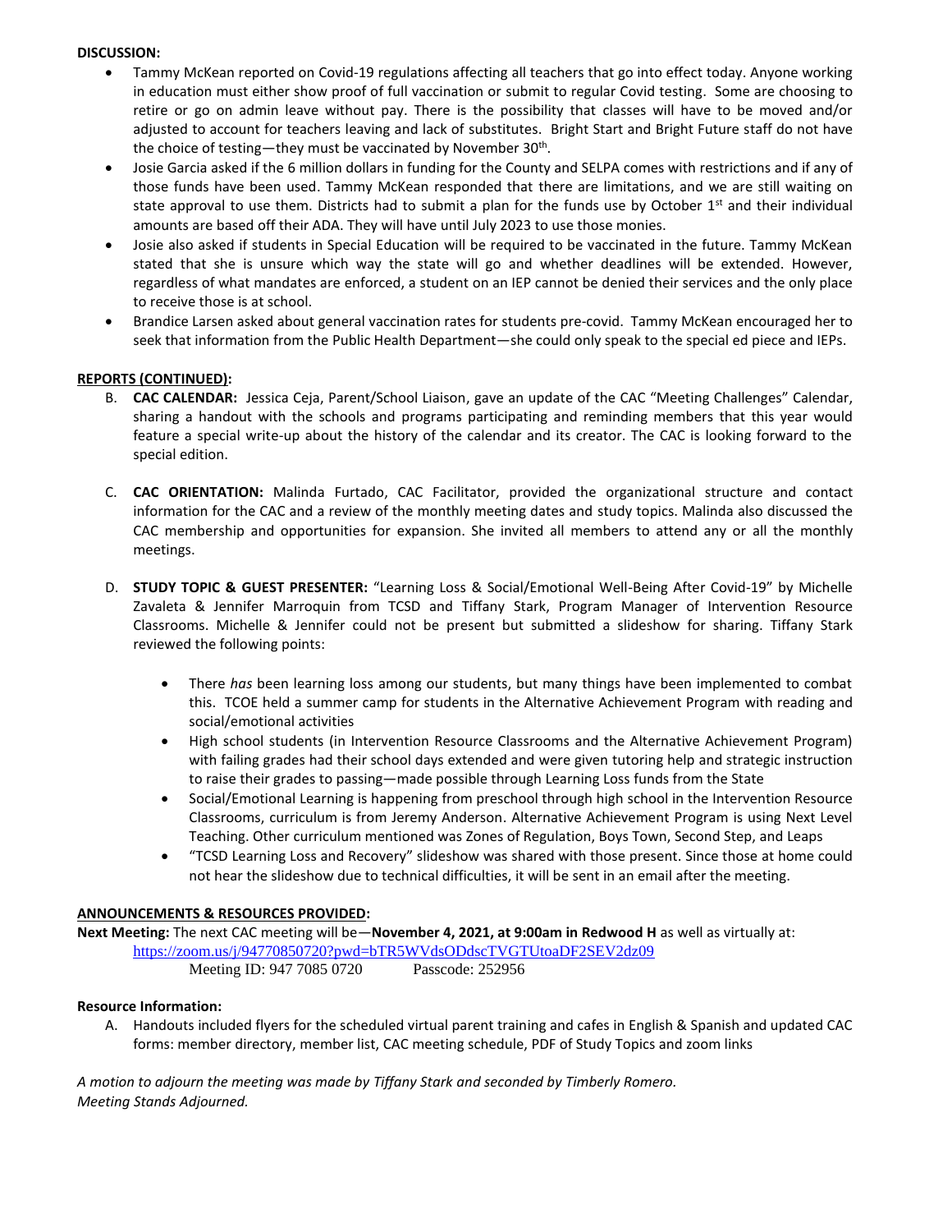**DISCUSSION:**

- Tammy McKean reported on Covid-19 regulations affecting all teachers that go into effect today. Anyone working in education must either show proof of full vaccination or submit to regular Covid testing. Some are choosing to retire or go on admin leave without pay. There is the possibility that classes will have to be moved and/or adjusted to account for teachers leaving and lack of substitutes. Bright Start and Bright Future staff do not have the choice of testing—they must be vaccinated by November 30th.
- Josie Garcia asked if the 6 million dollars in funding for the County and SELPA comes with restrictions and if any of those funds have been used. Tammy McKean responded that there are limitations, and we are still waiting on state approval to use them. Districts had to submit a plan for the funds use by October 1st and their individual amounts are based off their ADA. They will have until July 2023 to use those monies.
- Josie also asked if students in Special Education will be required to be vaccinated in the future. Tammy McKean stated that she is unsure which way the state will go and whether deadlines will be extended. However, regardless of what mandates are enforced, a student on an IEP cannot be denied their services and the only place to receive those is at school.
- Brandice Larsen asked about general vaccination rates for students pre-covid. Tammy McKean encouraged her to seek that information from the Public Health Department—she could only speak to the special ed piece and IEPs.

**REPORTS (CONTINUED):**

B. **CAC CALENDAR:** Jessica Ceja, Parent/School Liaison, gave an update of the CAC "Meeting Challenges" Calendar, sharing a handout with the schools and programs participating and reminding members that this year would feature a special write-up about the history of the calendar and its creator. The CAC is looking forward to the special edition.

C. **CAC ORIENTATION:** Malinda Furtado, CAC Facilitator, provided the organizational structure and contact information for the CAC and a review of the monthly meeting dates and study topics. Malinda also discussed the CAC membership and opportunities for expansion. She invited all members to attend any or all the monthly meetings.

D. **STUDY TOPIC & GUEST PRESENTER:** "Learning Loss & Social/Emotional Well-Being After Covid-19" by Michelle Zavaleta & Jennifer Marroquin from TCSD and Tiffany Stark, Program Manager of Intervention Resource Classrooms. Michelle & Jennifer could not be present but submitted a slideshow for sharing. Tiffany Stark reviewed the following points:

   - There *has* been learning loss among our students, but many things have been implemented to combat this. TCOE held a summer camp for students in the Alternative Achievement Program with reading and social/emotional activities
   - High school students (in Intervention Resource Classrooms and the Alternative Achievement Program) with failing grades had their school days extended and were given tutoring help and strategic instruction to raise their grades to passing—made possible through Learning Loss funds from the State
   - Social/Emotional Learning is happening from preschool through high school in the Intervention Resource Classrooms, curriculum is from Jeremy Anderson. Alternative Achievement Program is using Next Level Teaching. Other curriculum mentioned was Zones of Regulation, Boys Town, Second Step, and Leaps
   - "TCSD Learning Loss and Recovery" slideshow was shared with those present. Since those at home could not hear the slideshow due to technical difficulties, it will be sent in an email after the meeting.

**ANNOUNCEMENTS & RESOURCES PROVIDED:**

**Next Meeting:** The next CAC meeting will be—**November 4, 2021, at 9:00am in Redwood H** as well as virtually at:
https://zoom.us/j/94770850720?pwd=bTR5WVdsODdscTVGTUtoaDF2SEV2dz09
Meeting ID: 947 7085 0720    Passcode: 252956

**Resource Information:**

A. Handouts included flyers for the scheduled virtual parent training and cafes in English & Spanish and updated CAC forms: member directory, member list, CAC meeting schedule, PDF of Study Topics and zoom links

*A motion to adjourn the meeting was made by Tiffany Stark and seconded by Timberly Romero.*
*Meeting Stands Adjourned.*